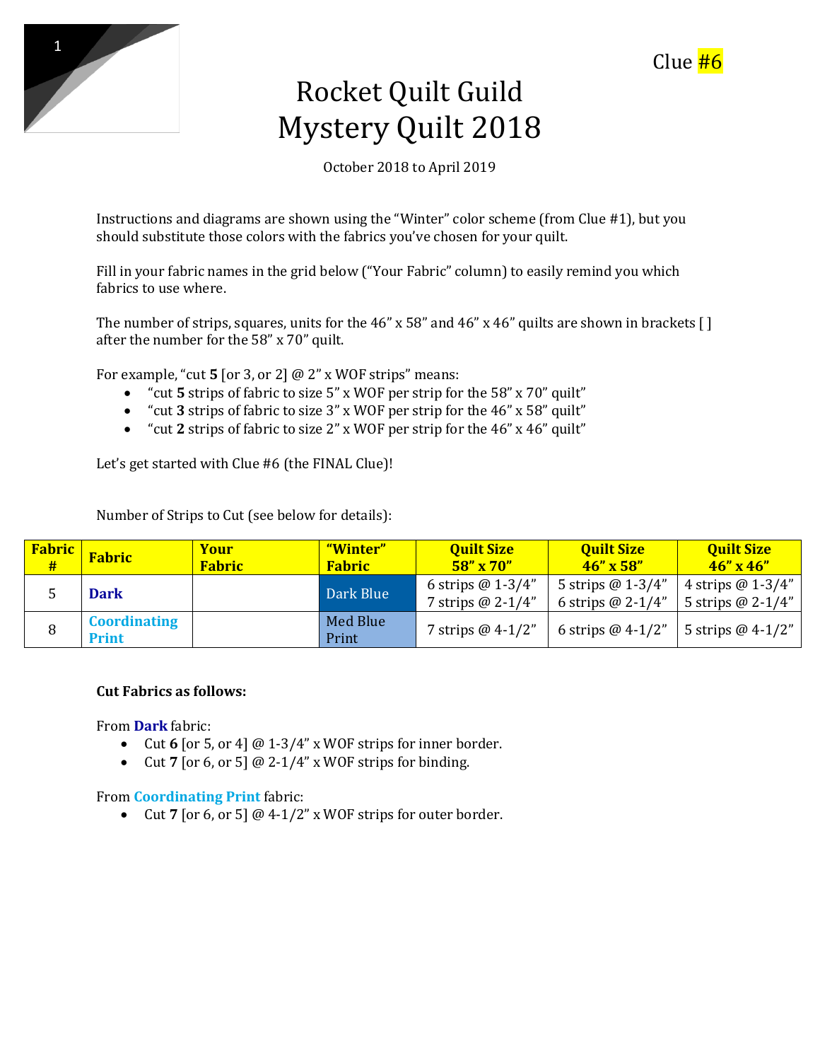Clue #6

# Rocket Quilt Guild
# Mystery Quilt 2018

October 2018 to April 2019

Instructions and diagrams are shown using the "Winter" color scheme (from Clue #1), but you should substitute those colors with the fabrics you've chosen for your quilt.

Fill in your fabric names in the grid below ("Your Fabric" column) to easily remind you which fabrics to use where.

The number of strips, squares, units for the 46" x 58" and 46" x 46" quilts are shown in brackets [ ] after the number for the 58" x 70" quilt.

For example, "cut **5** [or 3, or 2] @ 2" x WOF strips" means:

- "cut **5** strips of fabric to size 5" x WOF per strip for the 58" x 70" quilt"
- "cut **3** strips of fabric to size 3" x WOF per strip for the 46" x 58" quilt"
- "cut **2** strips of fabric to size 2" x WOF per strip for the 46" x 46" quilt"

Let's get started with Clue #6 (the FINAL Clue)!

Number of Strips to Cut (see below for details):

| Fabric # | Fabric | Your Fabric | "Winter" Fabric | Quilt Size 58" x 70" | Quilt Size 46" x 58" | Quilt Size 46" x 46" |
|---|---|---|---|---|---|---|
| 5 | **Dark** | | Dark Blue | 6 strips @ 1-3/4"<br>7 strips @ 2-1/4" | 5 strips @ 1-3/4"<br>6 strips @ 2-1/4" | 4 strips @ 1-3/4"<br>5 strips @ 2-1/4" |
| 8 | **Coordinating Print** | | Med Blue Print | 7 strips @ 4-1/2" | 6 strips @ 4-1/2" | 5 strips @ 4-1/2" |

**Cut Fabrics as follows:**

From **Dark** fabric:

- Cut **6** [or 5, or 4] @ 1-3/4" x WOF strips for inner border.
- Cut **7** [or 6, or 5] @ 2-1/4" x WOF strips for binding.

From **Coordinating Print** fabric:

- Cut **7** [or 6, or 5] @ 4-1/2" x WOF strips for outer border.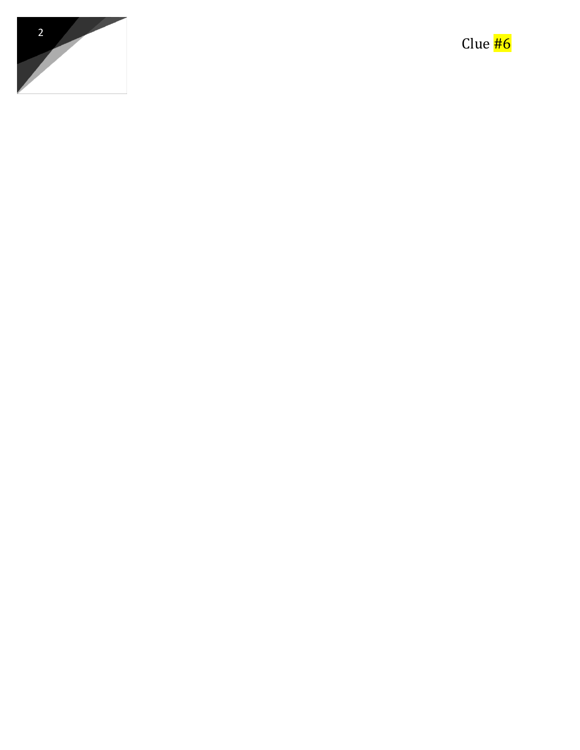Clue #6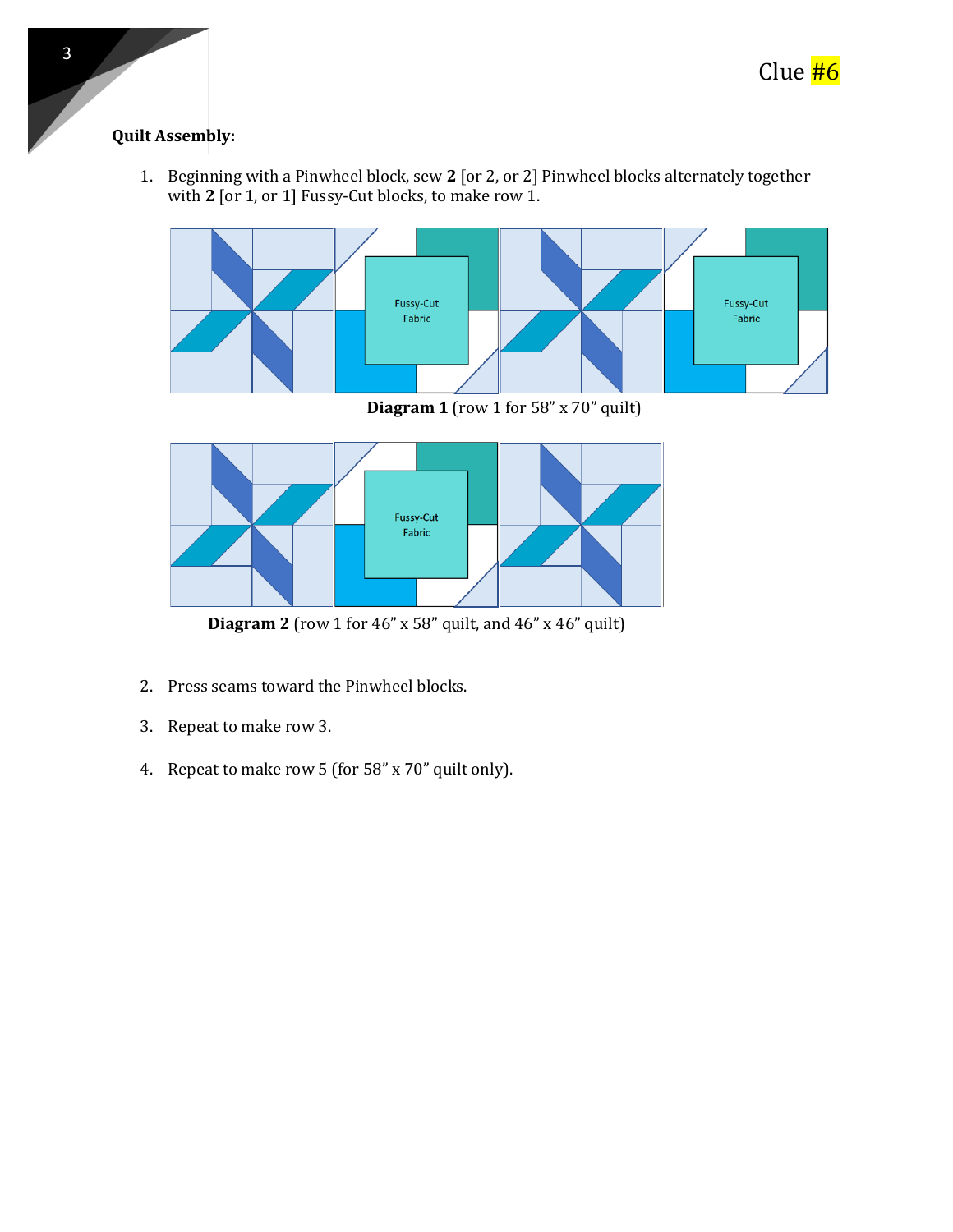Clue #6

**Quilt Assembly:**

1. Beginning with a Pinwheel block, sew **2** [or 2, or 2] Pinwheel blocks alternately together with **2** [or 1, or 1] Fussy-Cut blocks, to make row 1.

Fussy-Cut Fabric

Fussy-Cut Fabric

**Diagram 1** (row 1 for 58” x 70” quilt)

Fussy-Cut Fabric

**Diagram 2** (row 1 for 46” x 58” quilt, and 46” x 46” quilt)

2. Press seams toward the Pinwheel blocks.

3. Repeat to make row 3.

4. Repeat to make row 5 (for 58” x 70” quilt only).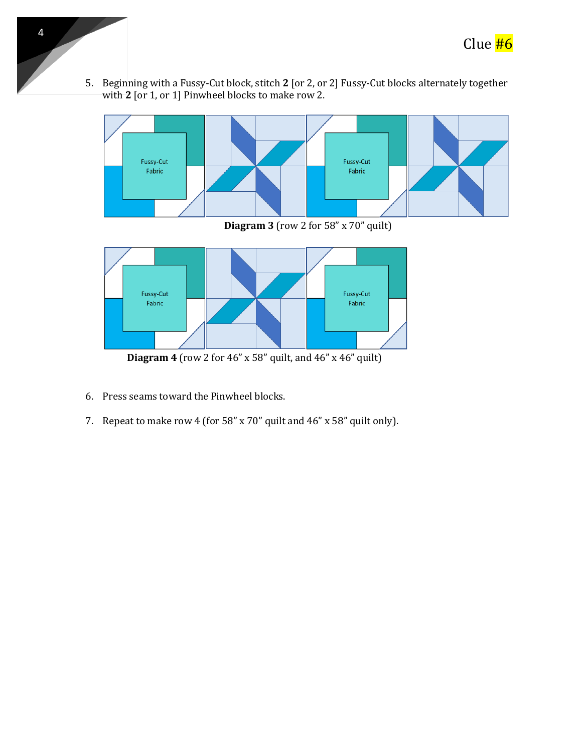Clue #6

5. Beginning with a Fussy-Cut block, stitch **2** [or 2, or 2] Fussy-Cut blocks alternately together with **2** [or 1, or 1] Pinwheel blocks to make row 2.

**Diagram 3** (row 2 for 58" x 70" quilt)

**Diagram 4** (row 2 for 46" x 58" quilt, and 46" x 46" quilt)

6. Press seams toward the Pinwheel blocks.

7. Repeat to make row 4 (for 58" x 70" quilt and 46" x 58" quilt only).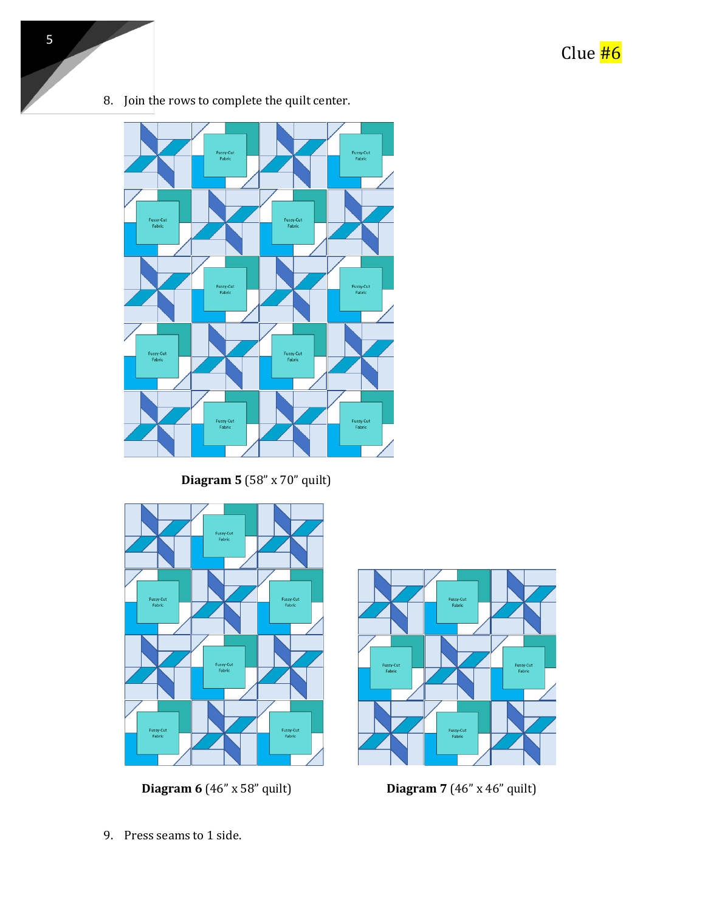Clue #6

8. Join the rows to complete the quilt center.

**Diagram 5** (58" x 70" quilt)

**Diagram 6** (46" x 58" quilt)

**Diagram 7** (46" x 46" quilt)

9. Press seams to 1 side.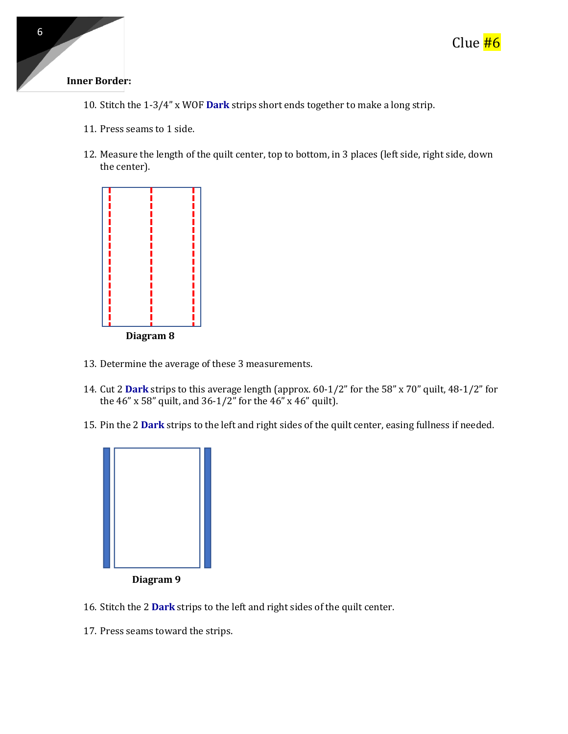Clue #6

## Inner Border:

10. Stitch the 1-3/4" x WOF **Dark** strips short ends together to make a long strip.

11. Press seams to 1 side.

12. Measure the length of the quilt center, top to bottom, in 3 places (left side, right side, down the center).

**Diagram 8**

13. Determine the average of these 3 measurements.

14. Cut 2 **Dark** strips to this average length (approx. 60-1/2" for the 58" x 70" quilt, 48-1/2" for the 46" x 58" quilt, and 36-1/2" for the 46" x 46" quilt).

15. Pin the 2 **Dark** strips to the left and right sides of the quilt center, easing fullness if needed.

**Diagram 9**

16. Stitch the 2 **Dark** strips to the left and right sides of the quilt center.

17. Press seams toward the strips.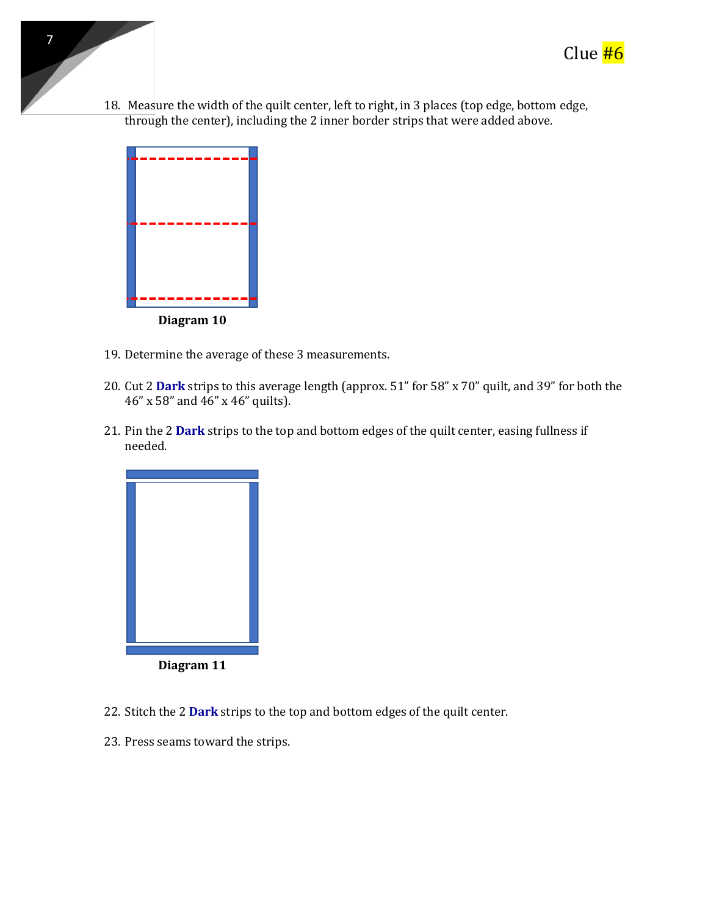Clue #6

18. Measure the width of the quilt center, left to right, in 3 places (top edge, bottom edge, through the center), including the 2 inner border strips that were added above.

**Diagram 10**

19. Determine the average of these 3 measurements.

20. Cut 2 **Dark** strips to this average length (approx. 51” for 58” x 70” quilt, and 39” for both the 46” x 58” and 46” x 46” quilts).

21. Pin the 2 **Dark** strips to the top and bottom edges of the quilt center, easing fullness if needed.

**Diagram 11**

22. Stitch the 2 **Dark** strips to the top and bottom edges of the quilt center.

23. Press seams toward the strips.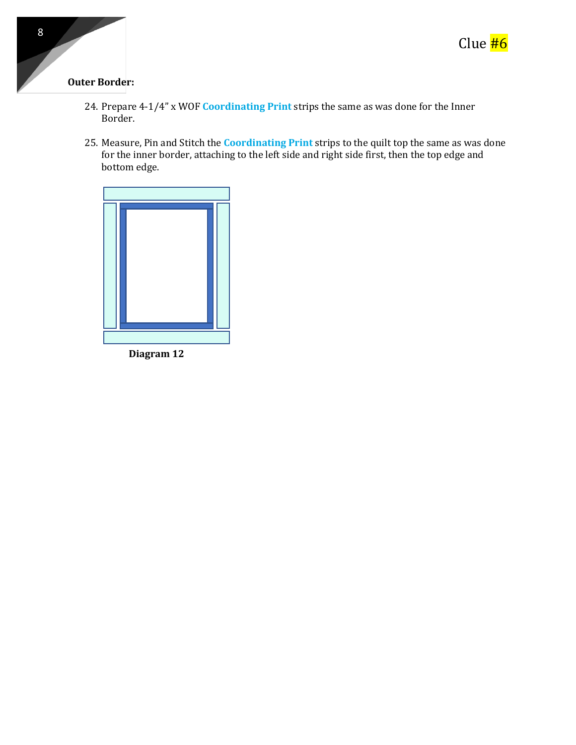# Clue #6

## Outer Border:

24. Prepare 4-1/4" x WOF **Coordinating Print** strips the same as was done for the Inner Border.

25. Measure, Pin and Stitch the **Coordinating Print** strips to the quilt top the same as was done for the inner border, attaching to the left side and right side first, then the top edge and bottom edge.

**Diagram 12**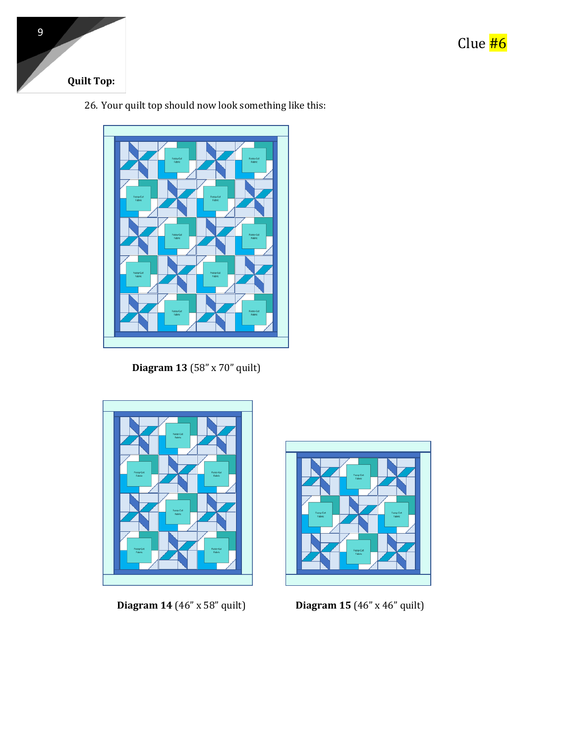Clue #6

**Quilt Top:**

26. Your quilt top should now look something like this:

**Diagram 13** (58" x 70" quilt)

**Diagram 14** (46" x 58" quilt)

**Diagram 15** (46" x 46" quilt)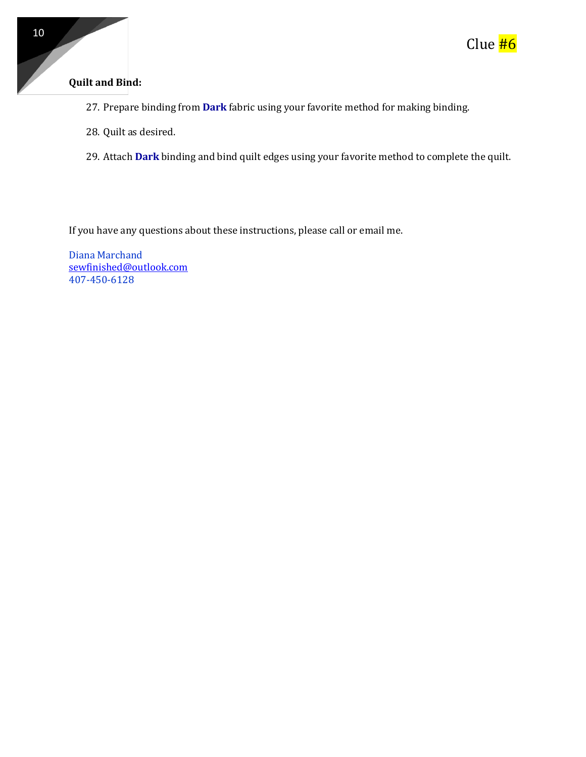Clue #6

**Quilt and Bind:**

27. Prepare binding from **Dark** fabric using your favorite method for making binding.

28. Quilt as desired.

29. Attach **Dark** binding and bind quilt edges using your favorite method to complete the quilt.

If you have any questions about these instructions, please call or email me.

Diana Marchand
sewfinished@outlook.com
407-450-6128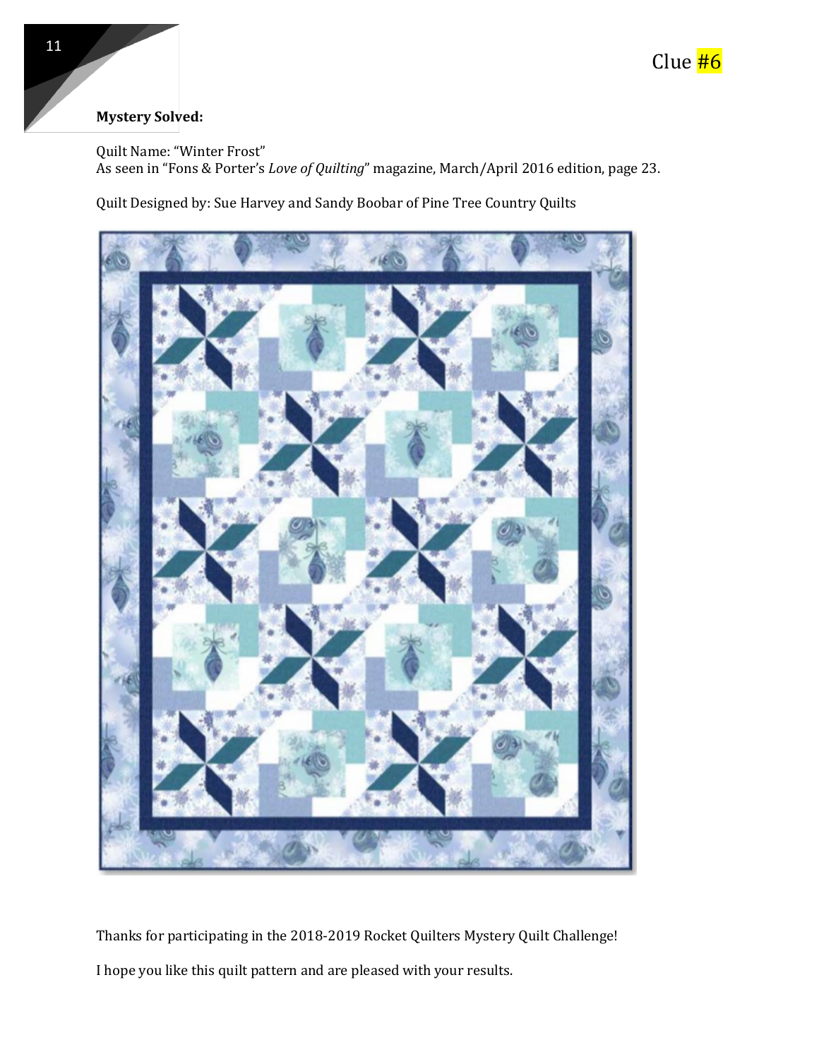Clue #6

**Mystery Solved:**

Quilt Name: "Winter Frost"
As seen in "Fons & Porter's *Love of Quilting*" magazine, March/April 2016 edition, page 23.

Quilt Designed by: Sue Harvey and Sandy Boobar of Pine Tree Country Quilts

Thanks for participating in the 2018-2019 Rocket Quilters Mystery Quilt Challenge!

I hope you like this quilt pattern and are pleased with your results.